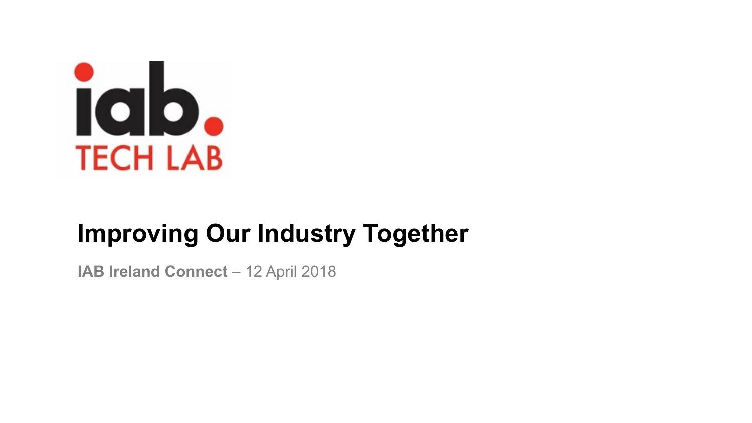iab. TECH LAB

# Improving Our Industry Together

**IAB Ireland Connect** – 12 April 2018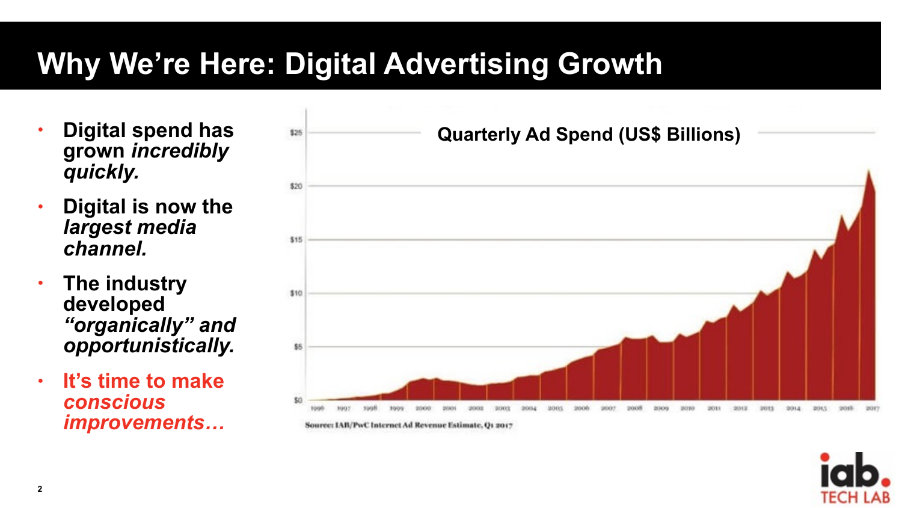# Why We're Here: Digital Advertising Growth

- **Digital spend has grown *incredibly quickly.***
- **Digital is now the *largest media channel.***
- **The industry developed *"organically" and opportunistically.***
- **It's time to make *conscious improvements…***

**Quarterly Ad Spend (US$ Billions)**

Source: IAB/PwC Internet Ad Revenue Estimate, Q1 2017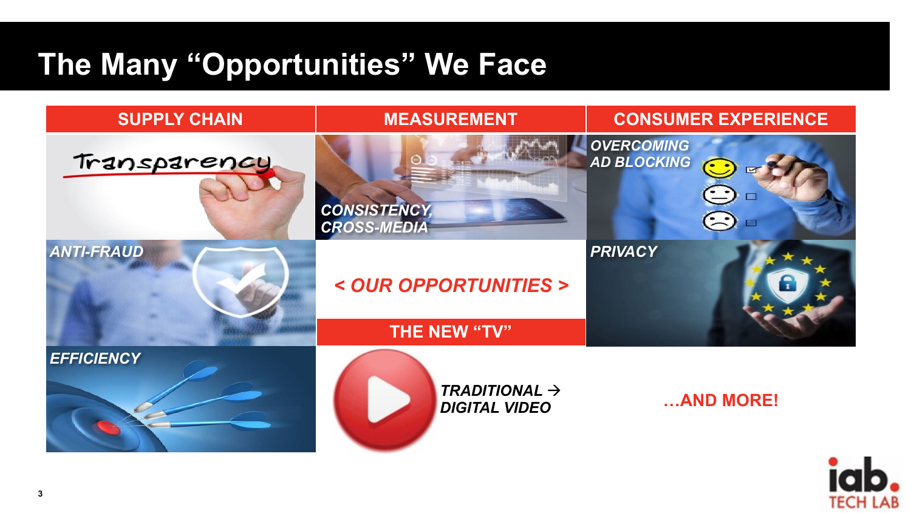# The Many "Opportunities" We Face

| SUPPLY CHAIN | MEASUREMENT | CONSUMER EXPERIENCE |
| --- | --- | --- |
| Transparency | *CONSISTENCY, CROSS-MEDIA* | *OVERCOMING AD BLOCKING* |
| *ANTI-FRAUD* | *< OUR OPPORTUNITIES >* | *PRIVACY* |
| | **THE NEW "TV"** | |
| *EFFICIENCY* | *TRADITIONAL → DIGITAL VIDEO* | **…AND MORE!** |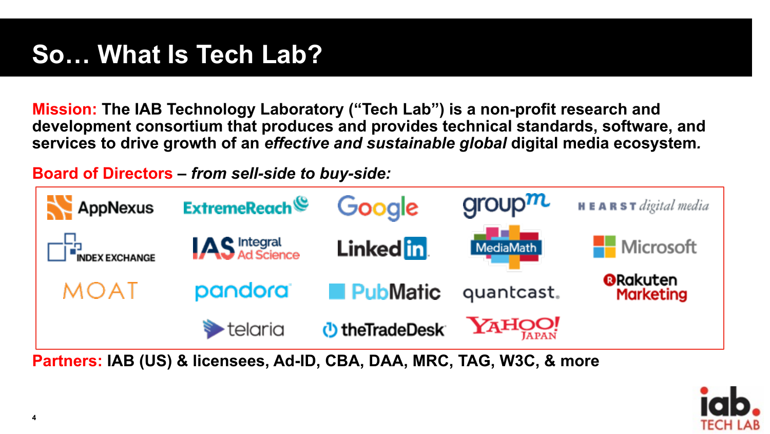# So… What Is Tech Lab?

**Mission:** **The IAB Technology Laboratory ("Tech Lab") is a non-profit research and development consortium that produces and provides technical standards, software, and services to drive growth of an *effective and sustainable global* digital media ecosystem.**

**Board of Directors** – ***from sell-side to buy-side:***

- AppNexus
- ExtremeReach
- Google
- groupm
- Hearst digital media
- Index Exchange
- Integral Ad Science
- LinkedIn
- MediaMath
- Microsoft
- MOAT
- pandora
- PubMatic
- quantcast
- Rakuten Marketing
- telaria
- theTradeDesk
- Yahoo! Japan

**Partners:** **IAB (US) & licensees, Ad-ID, CBA, DAA, MRC, TAG, W3C, & more**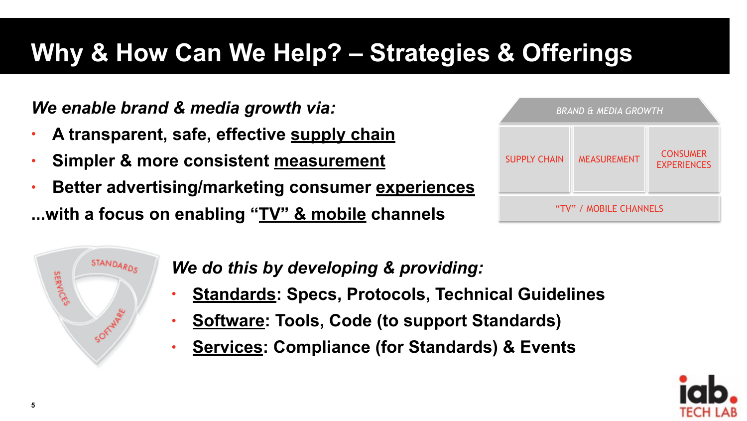# Why & How Can We Help? – Strategies & Offerings

***We enable brand & media growth via:***

- **A transparent, safe, effective <u>supply chain</u>**
- **Simpler & more consistent <u>measurement</u>**
- **Better advertising/marketing consumer <u>experiences</u>**

**...with a focus on enabling "<u>TV" & mobile</u> channels**

| BRAND & MEDIA GROWTH | | |
|---|---|---|
| SUPPLY CHAIN | MEASUREMENT | CONSUMER EXPERIENCES |
| "TV" / MOBILE CHANNELS | | |

STANDARDS · SOFTWARE · SERVICES

***We do this by developing & providing:***

- **<u>Standards</u>: Specs, Protocols, Technical Guidelines**
- **<u>Software</u>: Tools, Code (to support Standards)**
- **<u>Services</u>: Compliance (for Standards) & Events**

iab. TECH LAB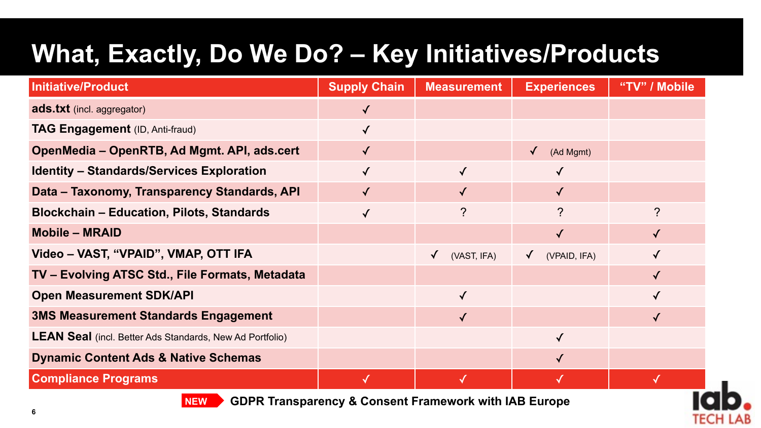# What, Exactly, Do We Do? – Key Initiatives/Products

| Initiative/Product | Supply Chain | Measurement | Experiences | "TV" / Mobile |
|---|---|---|---|---|
| **ads.txt** (incl. aggregator) | ✓ | | | |
| **TAG Engagement** (ID, Anti-fraud) | ✓ | | | |
| **OpenMedia – OpenRTB, Ad Mgmt. API, ads.cert** | ✓ | | ✓ (Ad Mgmt) | |
| **Identity – Standards/Services Exploration** | ✓ | ✓ | ✓ | |
| **Data – Taxonomy, Transparency Standards, API** | ✓ | ✓ | ✓ | |
| **Blockchain – Education, Pilots, Standards** | ✓ | ? | ? | ? |
| **Mobile – MRAID** | | | ✓ | ✓ |
| **Video – VAST, "VPAID", VMAP, OTT IFA** | | ✓ (VAST, IFA) | ✓ (VPAID, IFA) | ✓ |
| **TV – Evolving ATSC Std., File Formats, Metadata** | | | | ✓ |
| **Open Measurement SDK/API** | | ✓ | | ✓ |
| **3MS Measurement Standards Engagement** | | ✓ | | ✓ |
| **LEAN Seal** (incl. Better Ads Standards, New Ad Portfolio) | | | ✓ | |
| **Dynamic Content Ads & Native Schemas** | | | ✓ | |
| **Compliance Programs** | ✓ | ✓ | ✓ | ✓ |

**NEW** → **GDPR Transparency & Consent Framework with IAB Europe**

iab. TECH LAB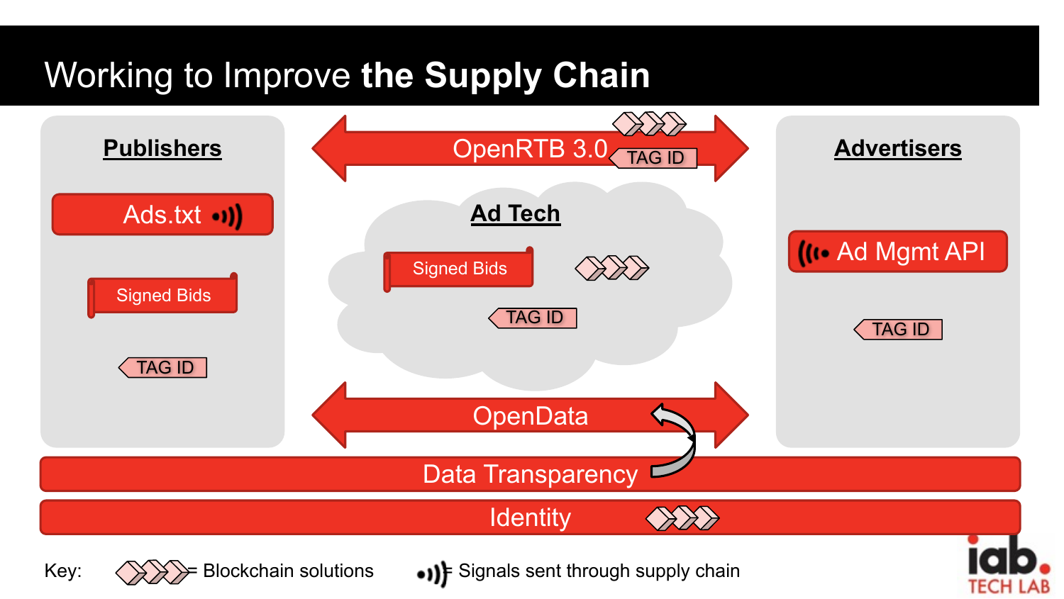# Working to Improve **the Supply Chain**

**Publishers**

- Ads.txt
- Signed Bids
- TAG ID

**OpenRTB 3.0**

- TAG ID

**Ad Tech**

- Signed Bids
- TAG ID

**Advertisers**

- Ad Mgmt API
- TAG ID

**OpenData**

**Data Transparency**

**Identity**

Key: = Blockchain solutions = Signals sent through supply chain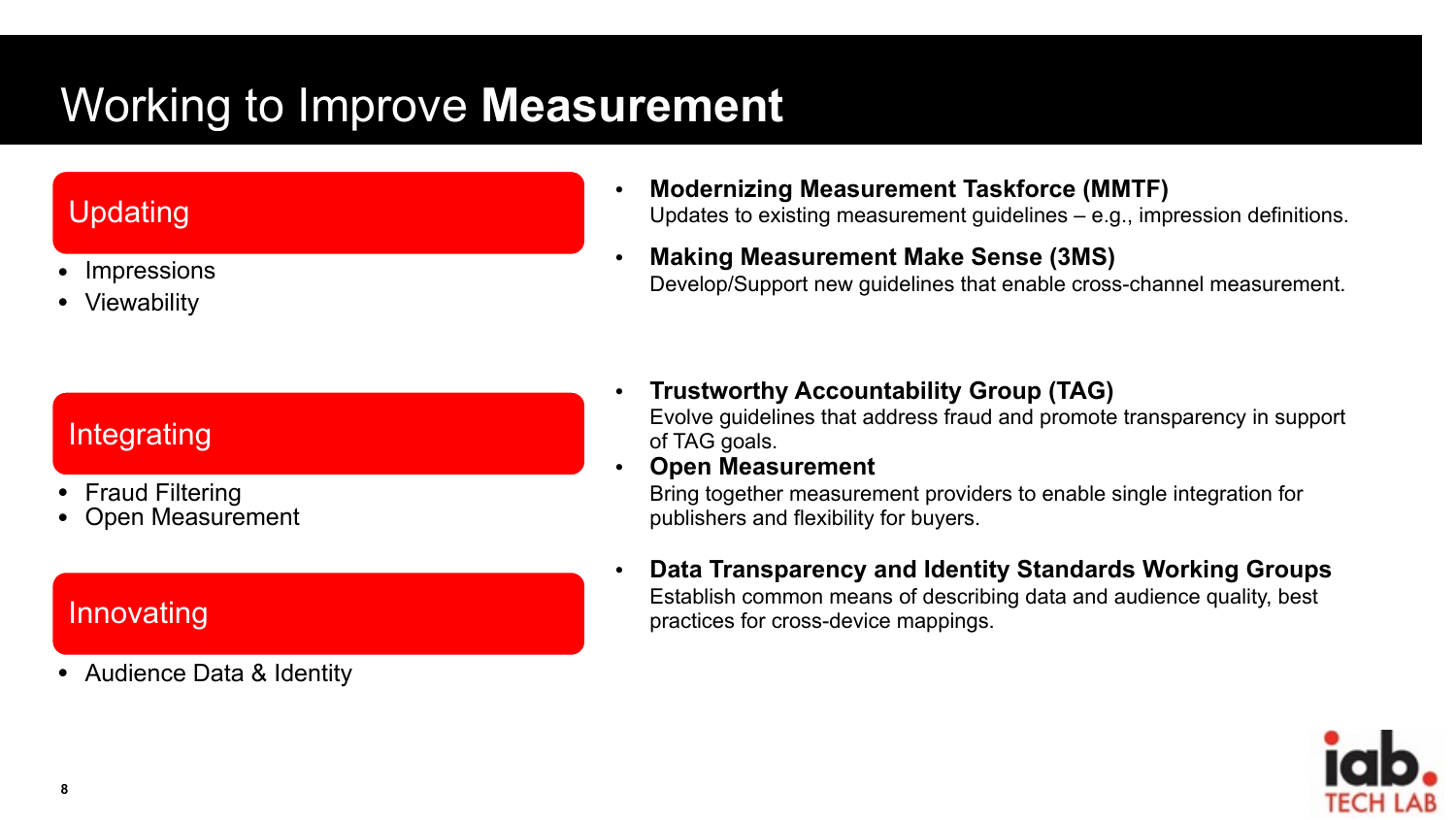# Working to Improve **Measurement**

## Updating

- Impressions
- Viewability

- **Modernizing Measurement Taskforce (MMTF)**
  Updates to existing measurement guidelines – e.g., impression definitions.
- **Making Measurement Make Sense (3MS)**
  Develop/Support new guidelines that enable cross-channel measurement.

## Integrating

- Fraud Filtering
- Open Measurement

- **Trustworthy Accountability Group (TAG)**
  Evolve guidelines that address fraud and promote transparency in support of TAG goals.
- **Open Measurement**
  Bring together measurement providers to enable single integration for publishers and flexibility for buyers.

## Innovating

- Audience Data & Identity

- **Data Transparency and Identity Standards Working Groups**
  Establish common means of describing data and audience quality, best practices for cross-device mappings.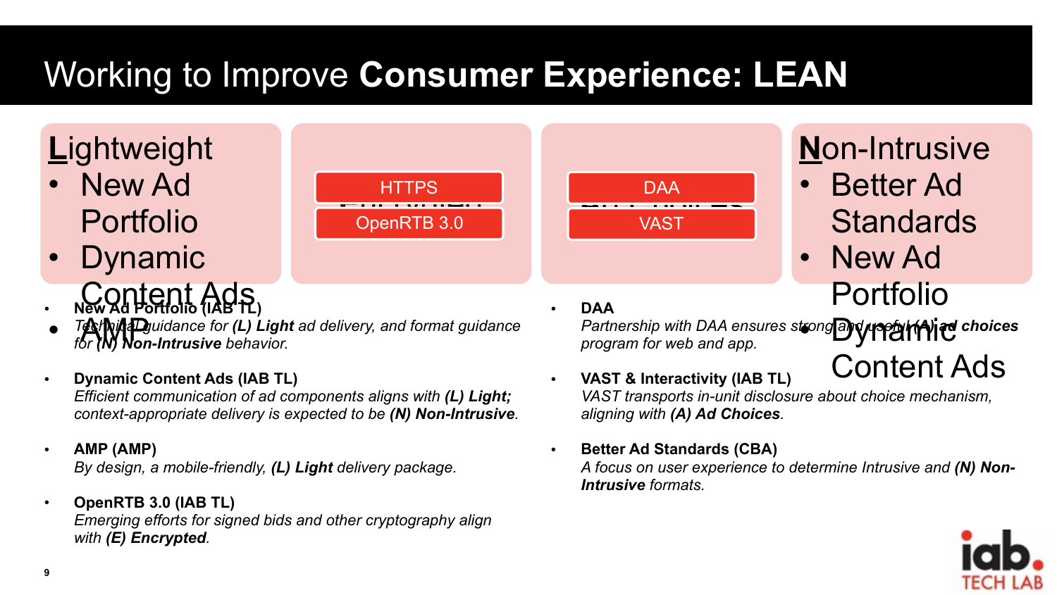# Working to Improve **Consumer Experience: LEAN**

**L**ightweight
- New Ad Portfolio
- Dynamic Content Ads
- AMP

**E**ncrypted
- HTTPS
- OpenRTB 3.0

**A**d Choices
- DAA
- VAST

**N**on-Intrusive
- Better Ad Standards
- New Ad Portfolio
- Dynamic Content Ads

- **New Ad Portfolio (IAB TL)**
  *Technical guidance for* ***(L) Light*** *ad delivery, and format guidance for* ***(N) Non-Intrusive*** *behavior.*
- **Dynamic Content Ads (IAB TL)**
  *Efficient communication of ad components aligns with* ***(L) Light;*** *context-appropriate delivery is expected to be* ***(N) Non-Intrusive****.*
- **AMP (AMP)**
  *By design, a mobile-friendly,* ***(L) Light*** *delivery package.*
- **OpenRTB 3.0 (IAB TL)**
  *Emerging efforts for signed bids and other cryptography align with* ***(E) Encrypted****.*
- **DAA**
  *Partnership with DAA ensures strong and useful* ***(A) ad choices*** *program for web and app.*
- **VAST & Interactivity (IAB TL)**
  *VAST transports in-unit disclosure about choice mechanism, aligning with* ***(A) Ad Choices****.*
- **Better Ad Standards (CBA)**
  *A focus on user experience to determine Intrusive and* ***(N) Non-Intrusive*** *formats.*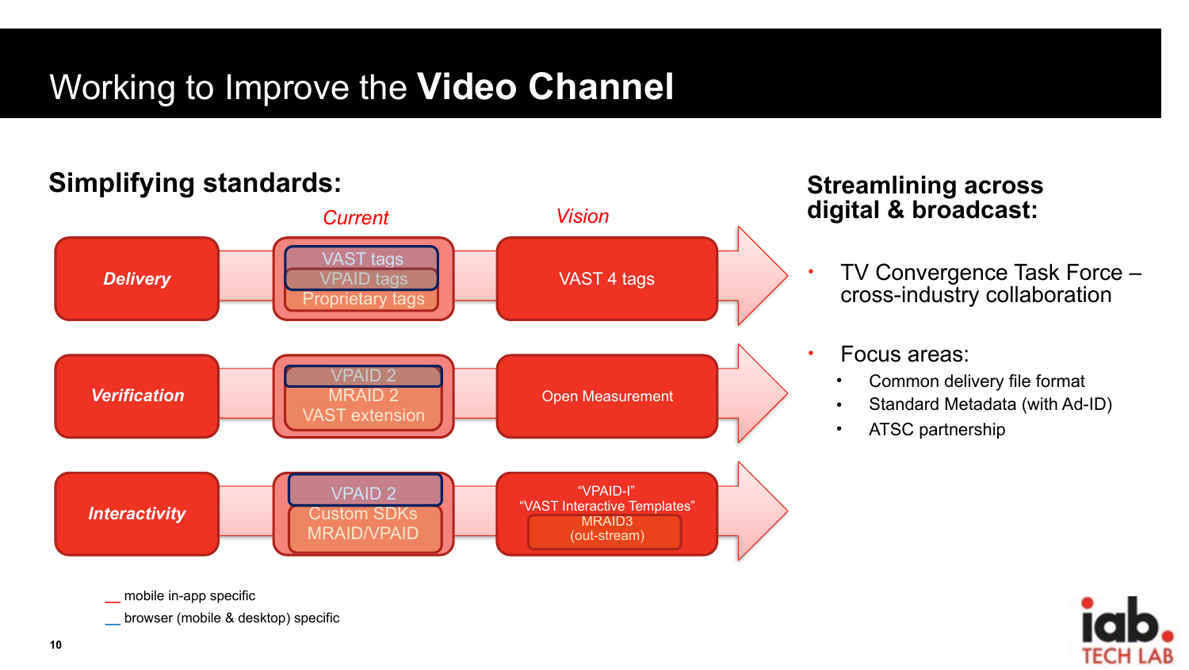# Working to Improve the **Video Channel**

## Simplifying standards:

| | *Current* | *Vision* |
|---|---|---|
| ***Delivery*** | VAST tags<br>VPAID tags<br>Proprietary tags | VAST 4 tags |
| ***Verification*** | VPAID 2<br>MRAID 2<br>VAST extension | Open Measurement |
| ***Interactivity*** | VPAID 2<br>Custom SDKs<br>MRAID/VPAID | "VPAID-I"<br>"VAST Interactive Templates"<br>MRAID3<br>(out-stream) |

__ mobile in-app specific

__ browser (mobile & desktop) specific

## Streamlining across digital & broadcast:

- TV Convergence Task Force – cross-industry collaboration
- Focus areas:
  - Common delivery file format
  - Standard Metadata (with Ad-ID)
  - ATSC partnership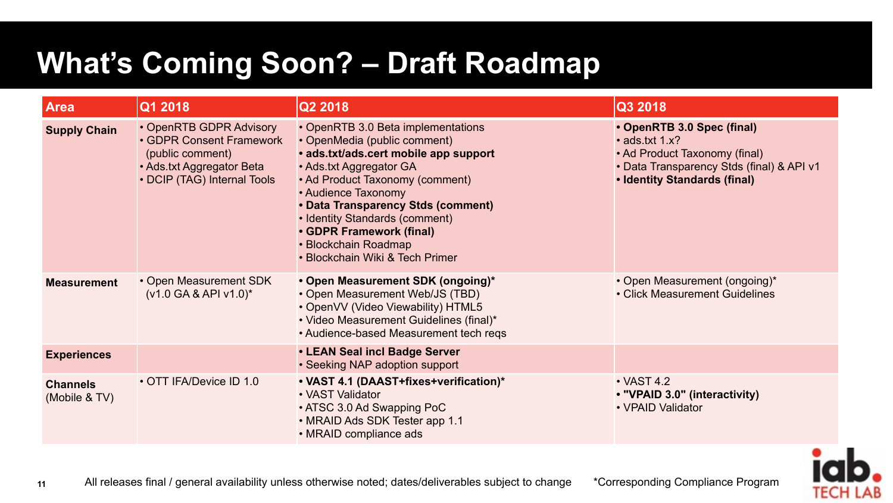# What's Coming Soon? – Draft Roadmap

| Area | Q1 2018 | Q2 2018 | Q3 2018 |
|---|---|---|---|
| **Supply Chain** | • OpenRTB GDPR Advisory<br>• GDPR Consent Framework (public comment)<br>• Ads.txt Aggregator Beta<br>• DCIP (TAG) Internal Tools | • OpenRTB 3.0 Beta implementations<br>• OpenMedia (public comment)<br>**• ads.txt/ads.cert mobile app support**<br>• Ads.txt Aggregator GA<br>• Ad Product Taxonomy (comment)<br>• Audience Taxonomy<br>**• Data Transparency Stds (comment)**<br>• Identity Standards (comment)<br>**• GDPR Framework (final)**<br>• Blockchain Roadmap<br>• Blockchain Wiki & Tech Primer | **• OpenRTB 3.0 Spec (final)**<br>• ads.txt 1.x?<br>• Ad Product Taxonomy (final)<br>• Data Transparency Stds (final) & API v1<br>**• Identity Standards (final)** |
| **Measurement** | • Open Measurement SDK (v1.0 GA & API v1.0)* | **• Open Measurement SDK (ongoing)***<br>• Open Measurement Web/JS (TBD)<br>• OpenVV (Video Viewability) HTML5<br>• Video Measurement Guidelines (final)*<br>• Audience-based Measurement tech reqs | • Open Measurement (ongoing)*<br>• Click Measurement Guidelines |
| **Experiences** | | **• LEAN Seal incl Badge Server**<br>• Seeking NAP adoption support | |
| **Channels** (Mobile & TV) | • OTT IFA/Device ID 1.0 | **• VAST 4.1 (DAAST+fixes+verification)***<br>• VAST Validator<br>• ATSC 3.0 Ad Swapping PoC<br>• MRAID Ads SDK Tester app 1.1<br>• MRAID compliance ads | • VAST 4.2<br>**• "VPAID 3.0" (interactivity)**<br>• VPAID Validator |

All releases final / general availability unless otherwise noted; dates/deliverables subject to change

*Corresponding Compliance Program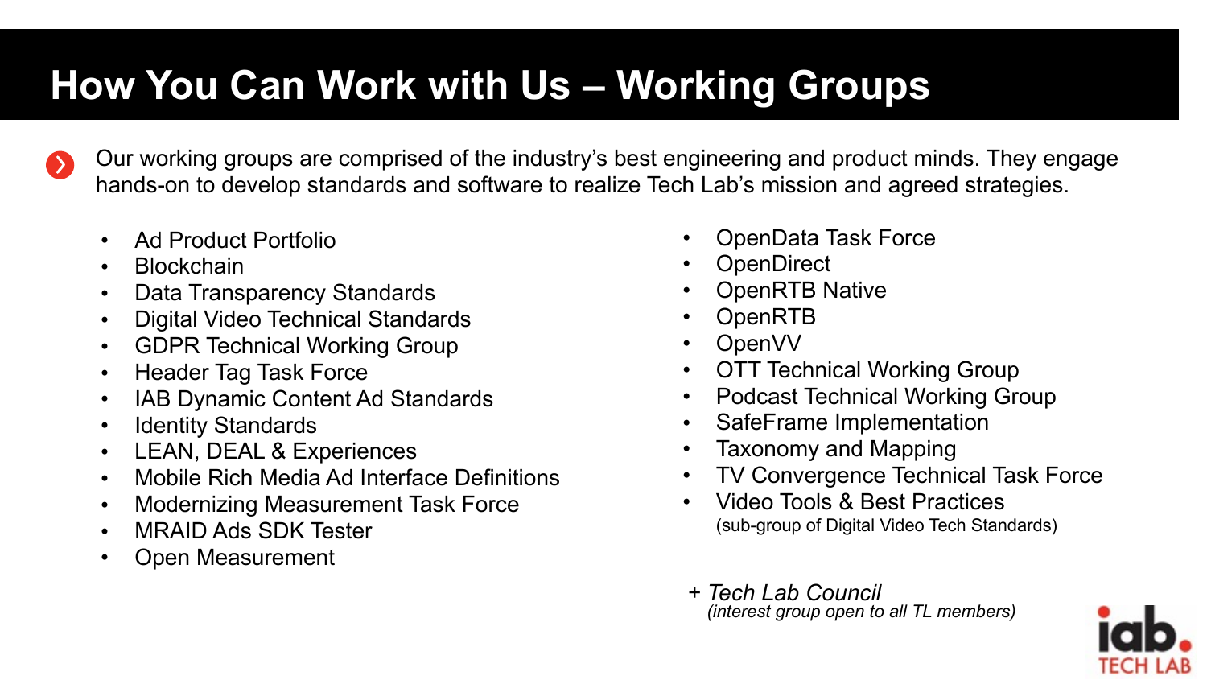# How You Can Work with Us – Working Groups

Our working groups are comprised of the industry's best engineering and product minds. They engage hands-on to develop standards and software to realize Tech Lab's mission and agreed strategies.

- Ad Product Portfolio
- Blockchain
- Data Transparency Standards
- Digital Video Technical Standards
- GDPR Technical Working Group
- Header Tag Task Force
- IAB Dynamic Content Ad Standards
- Identity Standards
- LEAN, DEAL & Experiences
- Mobile Rich Media Ad Interface Definitions
- Modernizing Measurement Task Force
- MRAID Ads SDK Tester
- Open Measurement
- OpenData Task Force
- OpenDirect
- OpenRTB Native
- OpenRTB
- OpenVV
- OTT Technical Working Group
- Podcast Technical Working Group
- SafeFrame Implementation
- Taxonomy and Mapping
- TV Convergence Technical Task Force
- Video Tools & Best Practices
  (sub-group of Digital Video Tech Standards)

*+ Tech Lab Council*
*(interest group open to all TL members)*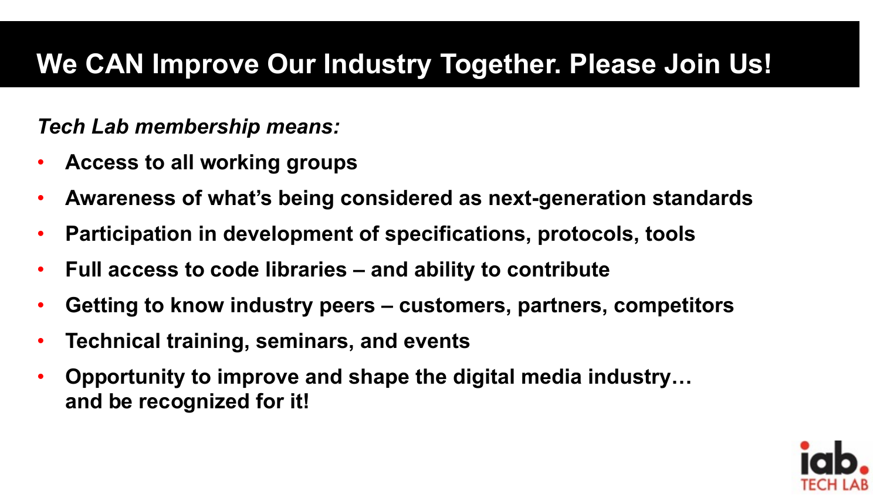# We CAN Improve Our Industry Together. Please Join Us!

***Tech Lab membership means:***

- **Access to all working groups**
- **Awareness of what's being considered as next-generation standards**
- **Participation in development of specifications, protocols, tools**
- **Full access to code libraries – and ability to contribute**
- **Getting to know industry peers – customers, partners, competitors**
- **Technical training, seminars, and events**
- **Opportunity to improve and shape the digital media industry… and be recognized for it!**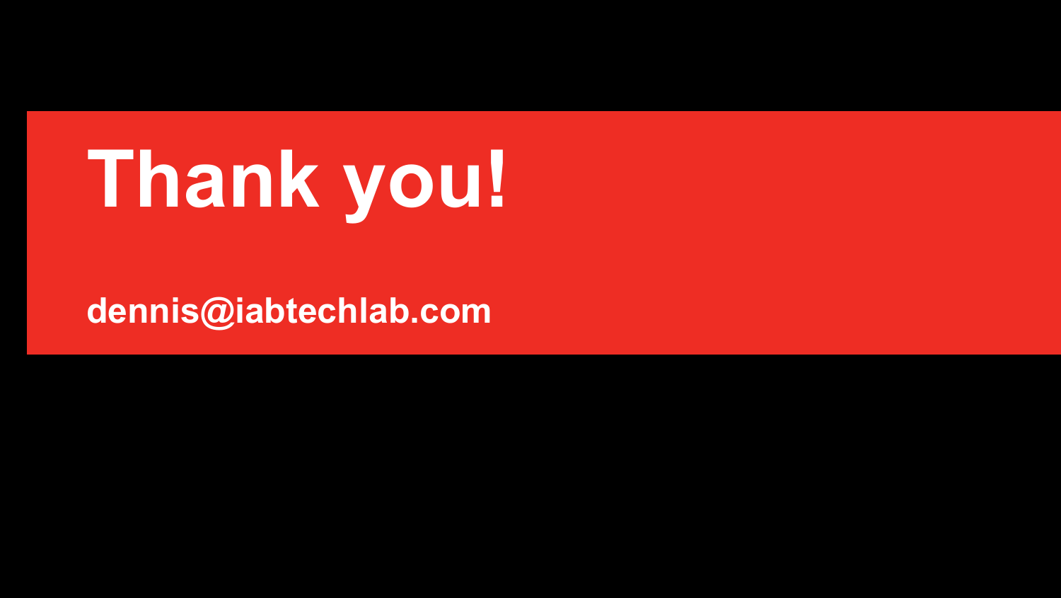# Thank you!

**dennis@iabtechlab.com**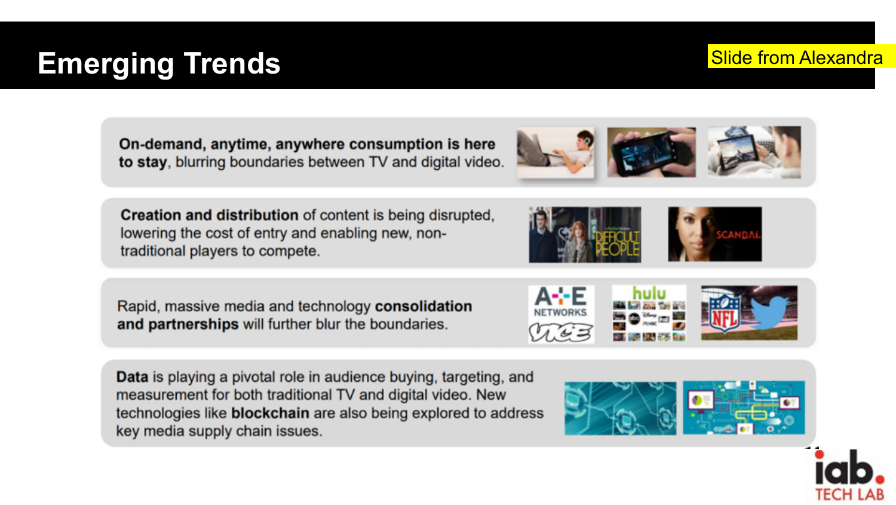# Emerging Trends

Slide from Alexandra

- **On-demand, anytime, anywhere consumption is here to stay**, blurring boundaries between TV and digital video.
- **Creation and distribution** of content is being disrupted, lowering the cost of entry and enabling new, non-traditional players to compete.
- Rapid, massive media and technology **consolidation and partnerships** will further blur the boundaries.
- **Data** is playing a pivotal role in audience buying, targeting, and measurement for both traditional TV and digital video. New technologies like **blockchain** are also being explored to address key media supply chain issues.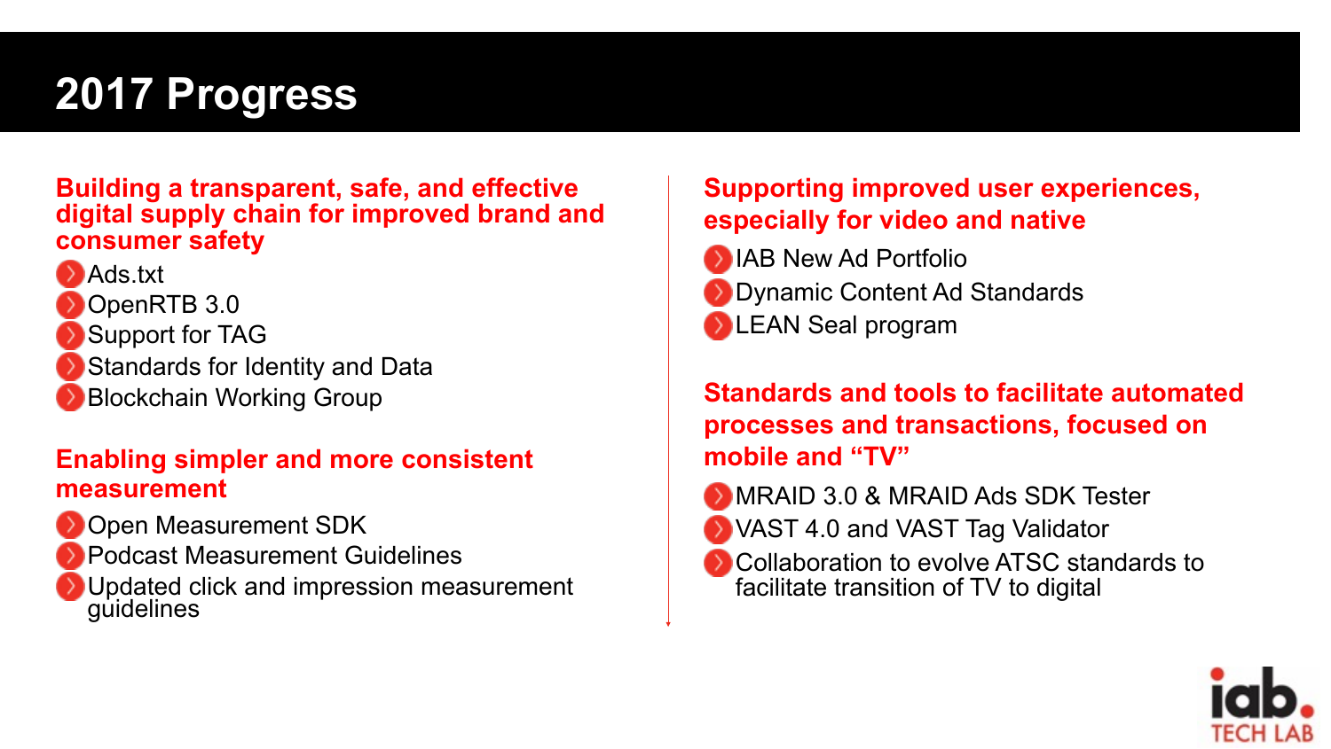# 2017 Progress

### Building a transparent, safe, and effective digital supply chain for improved brand and consumer safety

- Ads.txt
- OpenRTB 3.0
- Support for TAG
- Standards for Identity and Data
- Blockchain Working Group

### Enabling simpler and more consistent measurement

- Open Measurement SDK
- Podcast Measurement Guidelines
- Updated click and impression measurement guidelines

### Supporting improved user experiences, especially for video and native

- IAB New Ad Portfolio
- Dynamic Content Ad Standards
- LEAN Seal program

### Standards and tools to facilitate automated processes and transactions, focused on mobile and "TV"

- MRAID 3.0 & MRAID Ads SDK Tester
- VAST 4.0 and VAST Tag Validator
- Collaboration to evolve ATSC standards to facilitate transition of TV to digital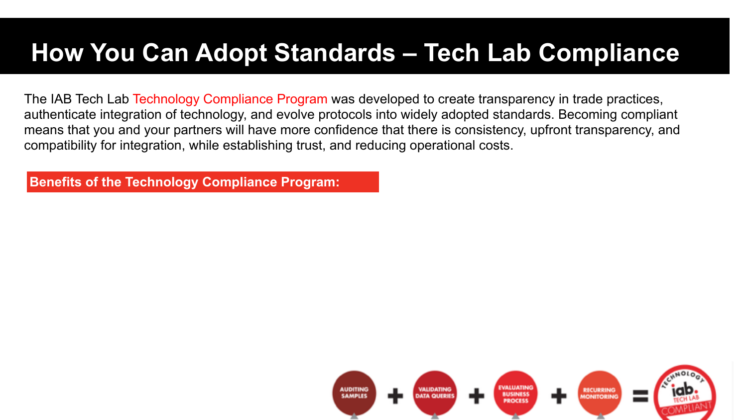# How You Can Adopt Standards – Tech Lab Compliance

The IAB Tech Lab Technology Compliance Program was developed to create transparency in trade practices, authenticate integration of technology, and evolve protocols into widely adopted standards. Becoming compliant means that you and your partners will have more confidence that there is consistency, upfront transparency, and compatibility for integration, while establishing trust, and reducing operational costs.

**Benefits of the Technology Compliance Program:**

AUDITING SAMPLES + VALIDATING DATA QUERIES + EVALUATING BUSINESS PROCESS + RECURRING MONITORING = TECHNOLOGY iab. TECH LAB COMPLIANT